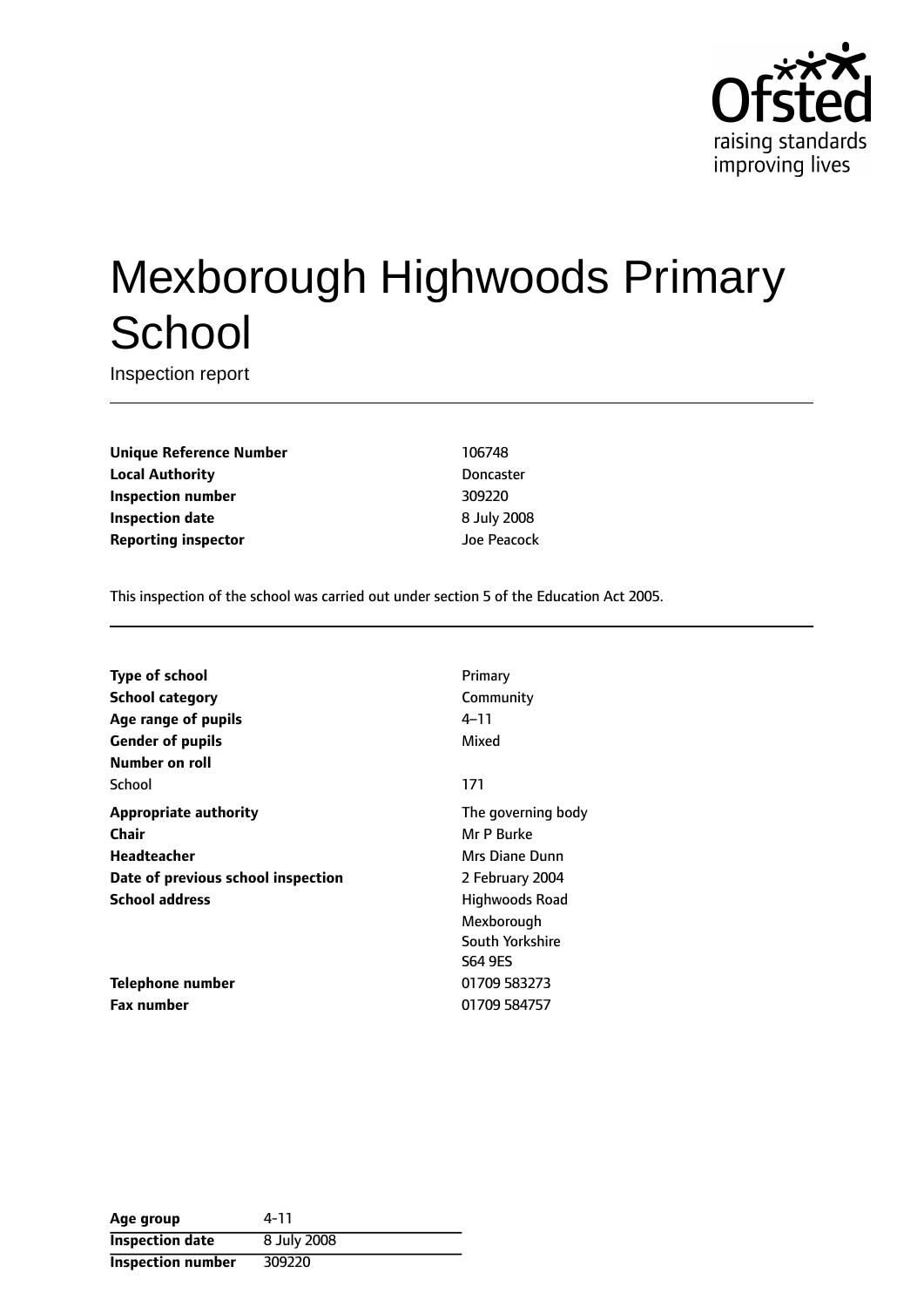# Mexborough Highwoods Primary School

Inspection report

| | |
|---|---|
| **Unique Reference Number** | 106748 |
| **Local Authority** | Doncaster |
| **Inspection number** | 309220 |
| **Inspection date** | 8 July 2008 |
| **Reporting inspector** | Joe Peacock |

This inspection of the school was carried out under section 5 of the Education Act 2005.

| | |
|---|---|
| **Type of school** | Primary |
| **School category** | Community |
| **Age range of pupils** | 4–11 |
| **Gender of pupils** | Mixed |
| **Number on roll** | |
| School | 171 |
| **Appropriate authority** | The governing body |
| **Chair** | Mr P Burke |
| **Headteacher** | Mrs Diane Dunn |
| **Date of previous school inspection** | 2 February 2004 |
| **School address** | Highwoods Road<br>Mexborough<br>South Yorkshire<br>S64 9ES |
| **Telephone number** | 01709 583273 |
| **Fax number** | 01709 584757 |

| | |
|---|---|
| **Age group** | 4-11 |
| **Inspection date** | 8 July 2008 |
| **Inspection number** | 309220 |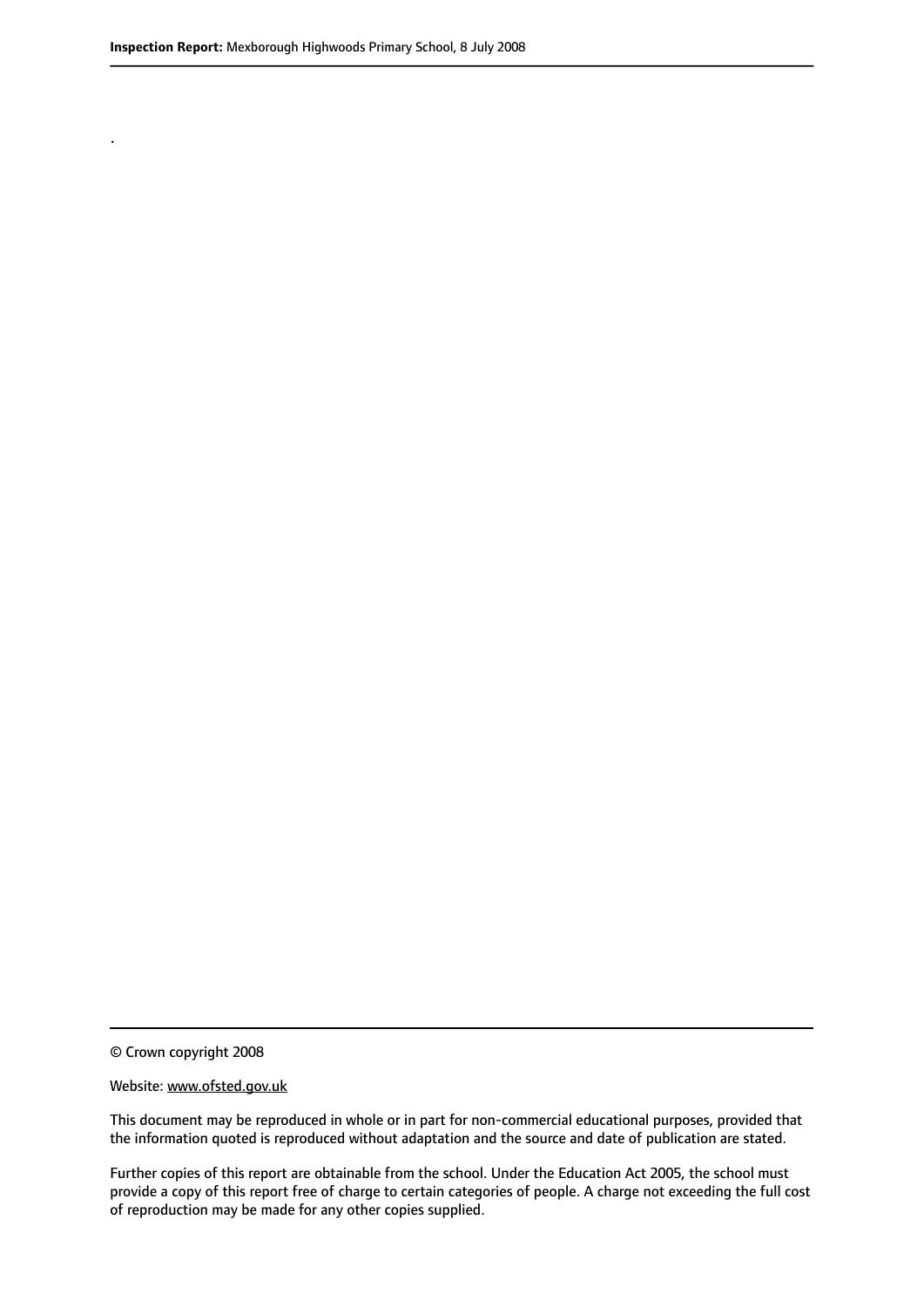.

© Crown copyright 2008

Website: www.ofsted.gov.uk

This document may be reproduced in whole or in part for non-commercial educational purposes, provided that the information quoted is reproduced without adaptation and the source and date of publication are stated.

Further copies of this report are obtainable from the school. Under the Education Act 2005, the school must provide a copy of this report free of charge to certain categories of people. A charge not exceeding the full cost of reproduction may be made for any other copies supplied.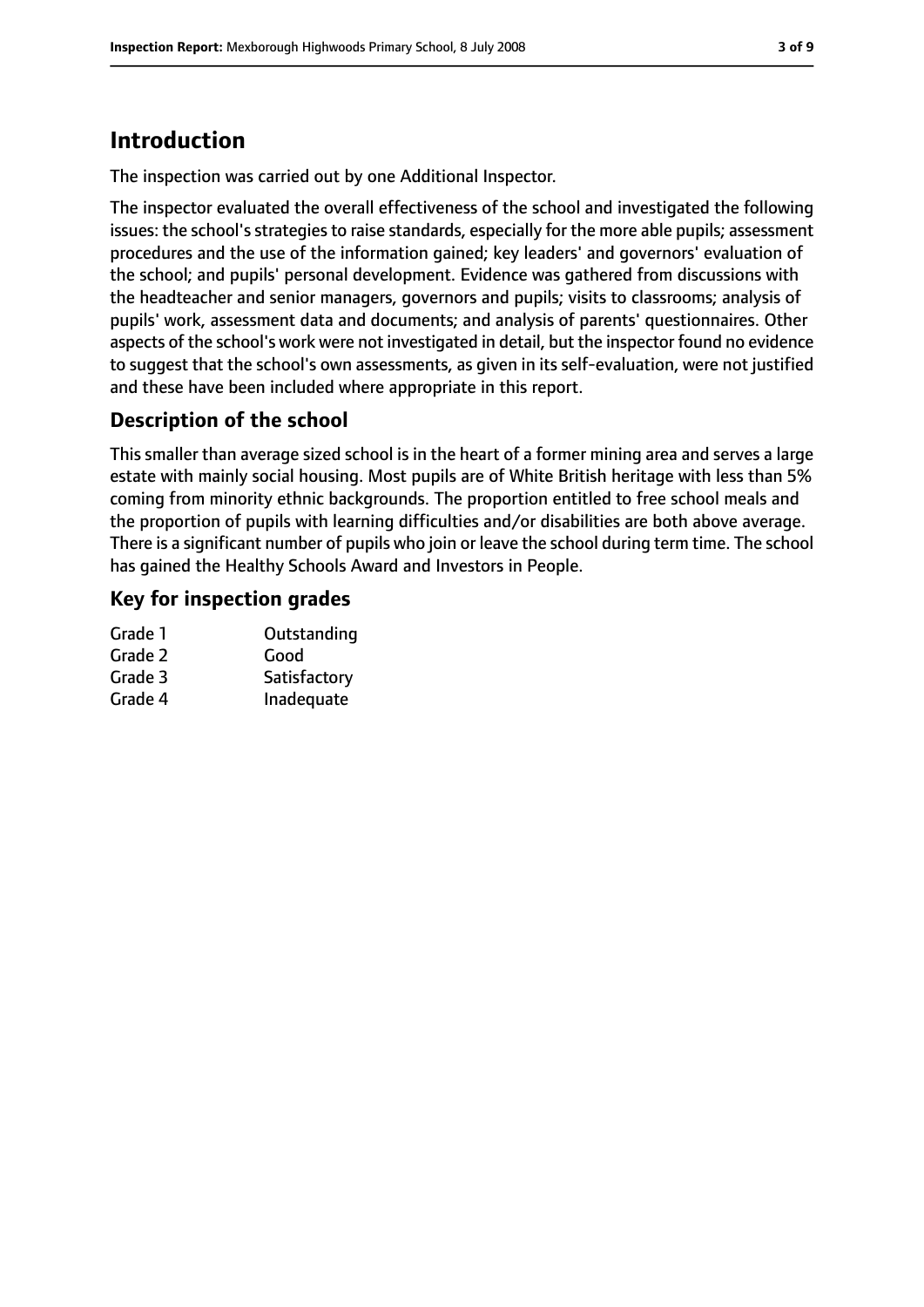# Introduction

The inspection was carried out by one Additional Inspector.

The inspector evaluated the overall effectiveness of the school and investigated the following issues: the school's strategies to raise standards, especially for the more able pupils; assessment procedures and the use of the information gained; key leaders' and governors' evaluation of the school; and pupils' personal development. Evidence was gathered from discussions with the headteacher and senior managers, governors and pupils; visits to classrooms; analysis of pupils' work, assessment data and documents; and analysis of parents' questionnaires. Other aspects of the school's work were not investigated in detail, but the inspector found no evidence to suggest that the school's own assessments, as given in its self-evaluation, were not justified and these have been included where appropriate in this report.

## Description of the school

This smaller than average sized school is in the heart of a former mining area and serves a large estate with mainly social housing. Most pupils are of White British heritage with less than 5% coming from minority ethnic backgrounds. The proportion entitled to free school meals and the proportion of pupils with learning difficulties and/or disabilities are both above average. There is a significant number of pupils who join or leave the school during term time. The school has gained the Healthy Schools Award and Investors in People.

## Key for inspection grades

| | |
|---|---|
| Grade 1 | Outstanding |
| Grade 2 | Good |
| Grade 3 | Satisfactory |
| Grade 4 | Inadequate |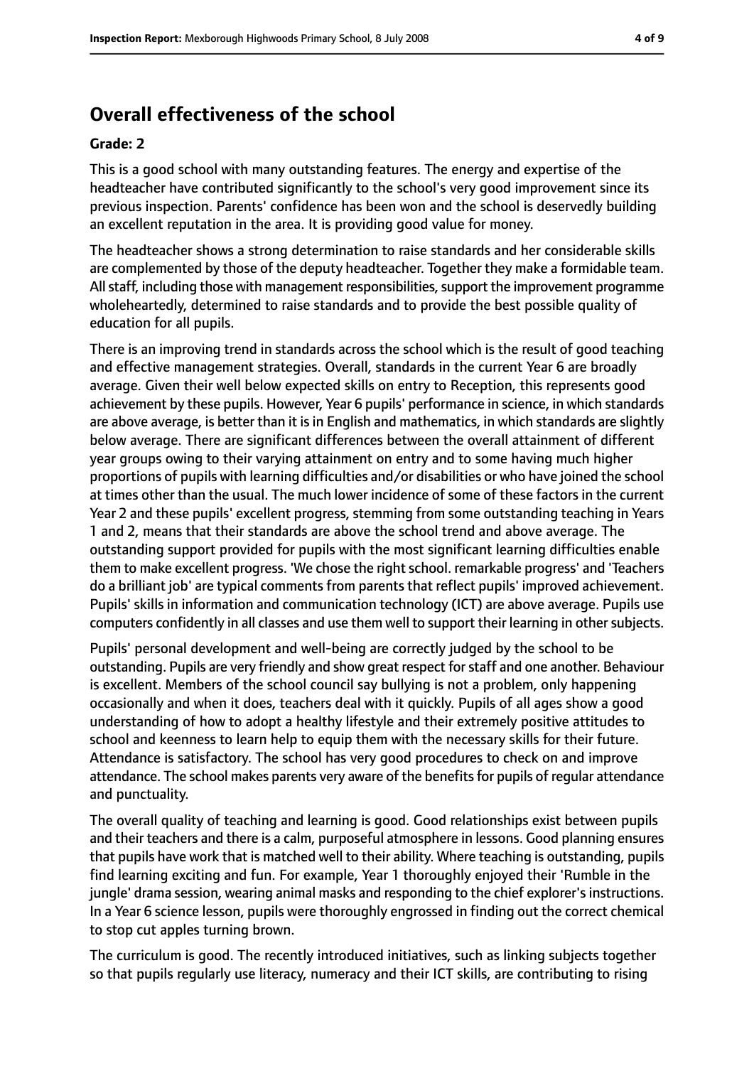## Overall effectiveness of the school

**Grade: 2**

This is a good school with many outstanding features. The energy and expertise of the headteacher have contributed significantly to the school's very good improvement since its previous inspection. Parents' confidence has been won and the school is deservedly building an excellent reputation in the area. It is providing good value for money.

The headteacher shows a strong determination to raise standards and her considerable skills are complemented by those of the deputy headteacher. Together they make a formidable team. All staff, including those with management responsibilities, support the improvement programme wholeheartedly, determined to raise standards and to provide the best possible quality of education for all pupils.

There is an improving trend in standards across the school which is the result of good teaching and effective management strategies. Overall, standards in the current Year 6 are broadly average. Given their well below expected skills on entry to Reception, this represents good achievement by these pupils. However, Year 6 pupils' performance in science, in which standards are above average, is better than it is in English and mathematics, in which standards are slightly below average. There are significant differences between the overall attainment of different year groups owing to their varying attainment on entry and to some having much higher proportions of pupils with learning difficulties and/or disabilities or who have joined the school at times other than the usual. The much lower incidence of some of these factors in the current Year 2 and these pupils' excellent progress, stemming from some outstanding teaching in Years 1 and 2, means that their standards are above the school trend and above average. The outstanding support provided for pupils with the most significant learning difficulties enable them to make excellent progress. 'We chose the right school. remarkable progress' and 'Teachers do a brilliant job' are typical comments from parents that reflect pupils' improved achievement. Pupils' skills in information and communication technology (ICT) are above average. Pupils use computers confidently in all classes and use them well to support their learning in other subjects.

Pupils' personal development and well-being are correctly judged by the school to be outstanding. Pupils are very friendly and show great respect for staff and one another. Behaviour is excellent. Members of the school council say bullying is not a problem, only happening occasionally and when it does, teachers deal with it quickly. Pupils of all ages show a good understanding of how to adopt a healthy lifestyle and their extremely positive attitudes to school and keenness to learn help to equip them with the necessary skills for their future. Attendance is satisfactory. The school has very good procedures to check on and improve attendance. The school makes parents very aware of the benefits for pupils of regular attendance and punctuality.

The overall quality of teaching and learning is good. Good relationships exist between pupils and their teachers and there is a calm, purposeful atmosphere in lessons. Good planning ensures that pupils have work that is matched well to their ability. Where teaching is outstanding, pupils find learning exciting and fun. For example, Year 1 thoroughly enjoyed their 'Rumble in the jungle' drama session, wearing animal masks and responding to the chief explorer's instructions. In a Year 6 science lesson, pupils were thoroughly engrossed in finding out the correct chemical to stop cut apples turning brown.

The curriculum is good. The recently introduced initiatives, such as linking subjects together so that pupils regularly use literacy, numeracy and their ICT skills, are contributing to rising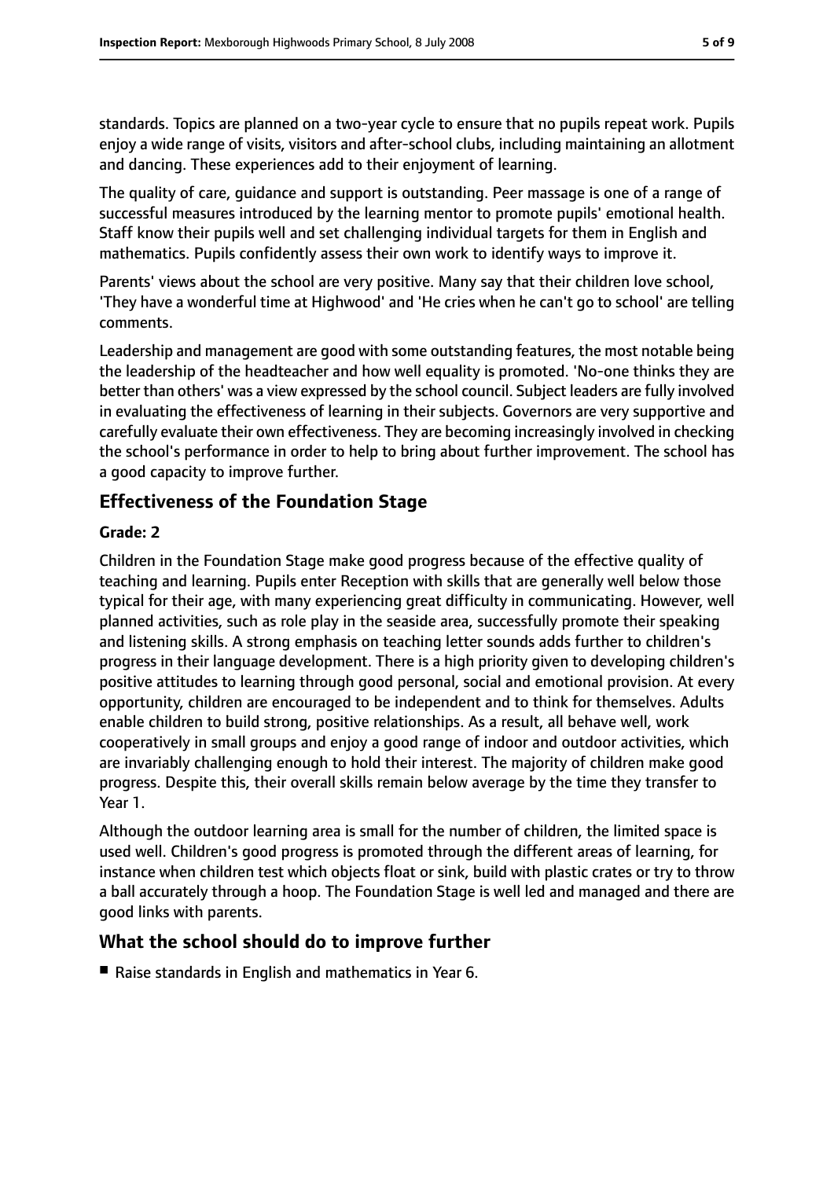standards. Topics are planned on a two-year cycle to ensure that no pupils repeat work. Pupils enjoy a wide range of visits, visitors and after-school clubs, including maintaining an allotment and dancing. These experiences add to their enjoyment of learning.

The quality of care, guidance and support is outstanding. Peer massage is one of a range of successful measures introduced by the learning mentor to promote pupils' emotional health. Staff know their pupils well and set challenging individual targets for them in English and mathematics. Pupils confidently assess their own work to identify ways to improve it.

Parents' views about the school are very positive. Many say that their children love school, 'They have a wonderful time at Highwood' and 'He cries when he can't go to school' are telling comments.

Leadership and management are good with some outstanding features, the most notable being the leadership of the headteacher and how well equality is promoted. 'No-one thinks they are better than others' was a view expressed by the school council. Subject leaders are fully involved in evaluating the effectiveness of learning in their subjects. Governors are very supportive and carefully evaluate their own effectiveness. They are becoming increasingly involved in checking the school's performance in order to help to bring about further improvement. The school has a good capacity to improve further.

## Effectiveness of the Foundation Stage

#### Grade: 2

Children in the Foundation Stage make good progress because of the effective quality of teaching and learning. Pupils enter Reception with skills that are generally well below those typical for their age, with many experiencing great difficulty in communicating. However, well planned activities, such as role play in the seaside area, successfully promote their speaking and listening skills. A strong emphasis on teaching letter sounds adds further to children's progress in their language development. There is a high priority given to developing children's positive attitudes to learning through good personal, social and emotional provision. At every opportunity, children are encouraged to be independent and to think for themselves. Adults enable children to build strong, positive relationships. As a result, all behave well, work cooperatively in small groups and enjoy a good range of indoor and outdoor activities, which are invariably challenging enough to hold their interest. The majority of children make good progress. Despite this, their overall skills remain below average by the time they transfer to Year 1.

Although the outdoor learning area is small for the number of children, the limited space is used well. Children's good progress is promoted through the different areas of learning, for instance when children test which objects float or sink, build with plastic crates or try to throw a ball accurately through a hoop. The Foundation Stage is well led and managed and there are good links with parents.

## What the school should do to improve further

- Raise standards in English and mathematics in Year 6.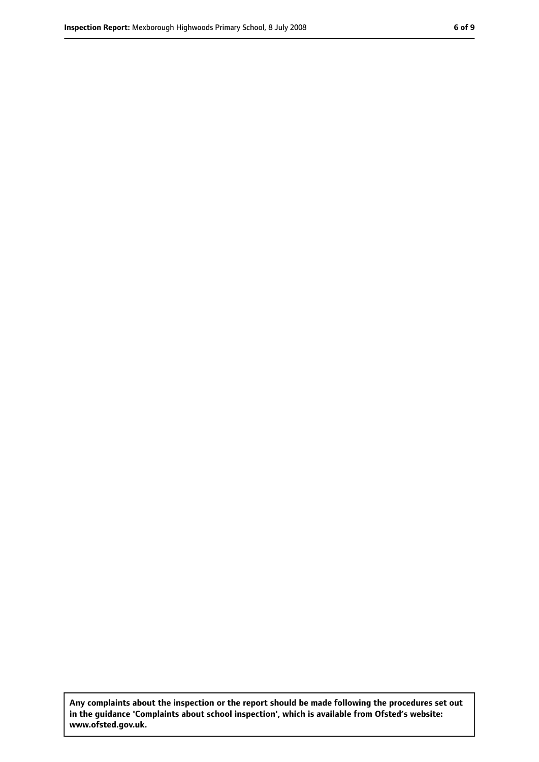**Any complaints about the inspection or the report should be made following the procedures set out in the guidance 'Complaints about school inspection', which is available from Ofsted's website: www.ofsted.gov.uk.**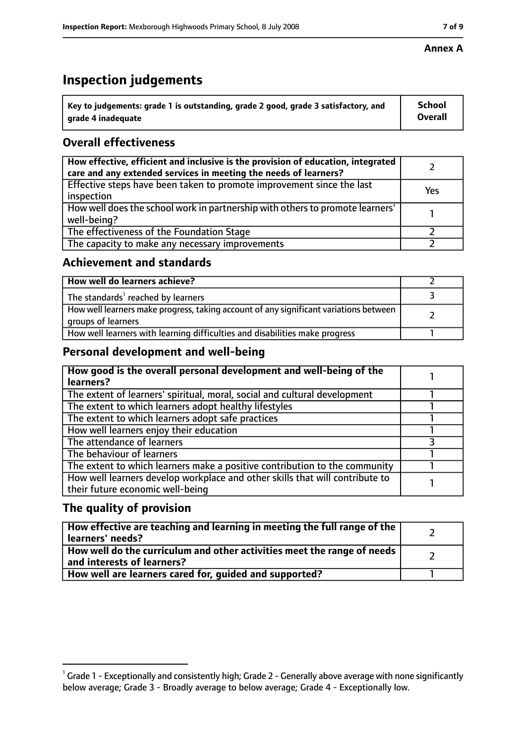**Annex A**

# Inspection judgements

| Key to judgements: grade 1 is outstanding, grade 2 good, grade 3 satisfactory, and grade 4 inadequate | School Overall |
|---|---|

## Overall effectiveness

| | |
|---|---|
| **How effective, efficient and inclusive is the provision of education, integrated care and any extended services in meeting the needs of learners?** | 2 |
| Effective steps have been taken to promote improvement since the last inspection | Yes |
| How well does the school work in partnership with others to promote learners' well-being? | 1 |
| The effectiveness of the Foundation Stage | 2 |
| The capacity to make any necessary improvements | 2 |

## Achievement and standards

| | |
|---|---|
| **How well do learners achieve?** | 2 |
| The standards[1] reached by learners | 3 |
| How well learners make progress, taking account of any significant variations between groups of learners | 2 |
| How well learners with learning difficulties and disabilities make progress | 1 |

## Personal development and well-being

| | |
|---|---|
| **How good is the overall personal development and well-being of the learners?** | 1 |
| The extent of learners' spiritual, moral, social and cultural development | 1 |
| The extent to which learners adopt healthy lifestyles | 1 |
| The extent to which learners adopt safe practices | 1 |
| How well learners enjoy their education | 1 |
| The attendance of learners | 3 |
| The behaviour of learners | 1 |
| The extent to which learners make a positive contribution to the community | 1 |
| How well learners develop workplace and other skills that will contribute to their future economic well-being | 1 |

## The quality of provision

| | |
|---|---|
| **How effective are teaching and learning in meeting the full range of the learners' needs?** | 2 |
| **How well do the curriculum and other activities meet the range of needs and interests of learners?** | 2 |
| **How well are learners cared for, guided and supported?** | 1 |

[1] Grade 1 - Exceptionally and consistently high; Grade 2 - Generally above average with none significantly below average; Grade 3 - Broadly average to below average; Grade 4 - Exceptionally low.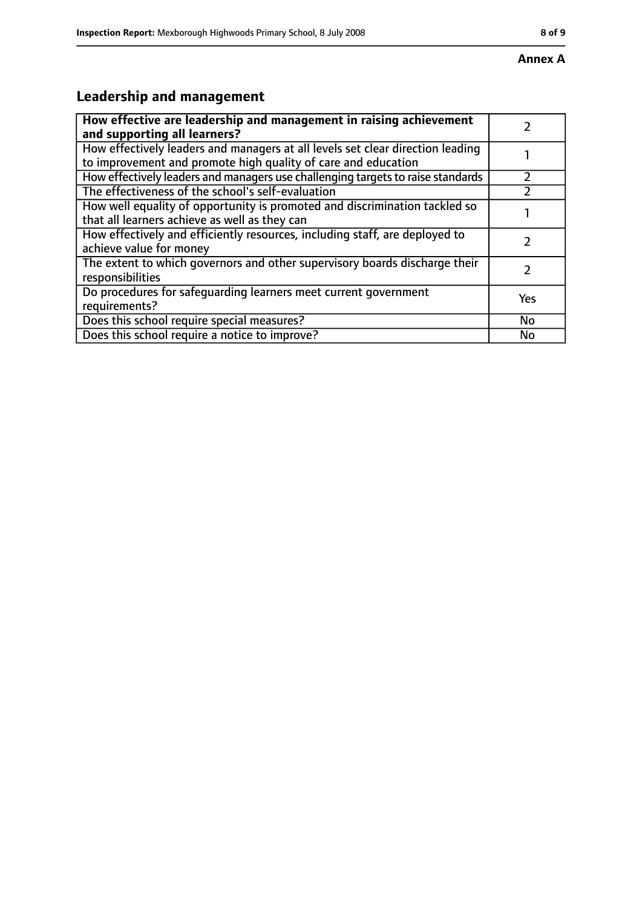**Annex A**

## Leadership and management

| How effective are leadership and management in raising achievement and supporting all learners? | 2 |
|---|---|
| How effectively leaders and managers at all levels set clear direction leading to improvement and promote high quality of care and education | 1 |
| How effectively leaders and managers use challenging targets to raise standards | 2 |
| The effectiveness of the school's self-evaluation | 2 |
| How well equality of opportunity is promoted and discrimination tackled so that all learners achieve as well as they can | 1 |
| How effectively and efficiently resources, including staff, are deployed to achieve value for money | 2 |
| The extent to which governors and other supervisory boards discharge their responsibilities | 2 |
| Do procedures for safeguarding learners meet current government requirements? | Yes |
| Does this school require special measures? | No |
| Does this school require a notice to improve? | No |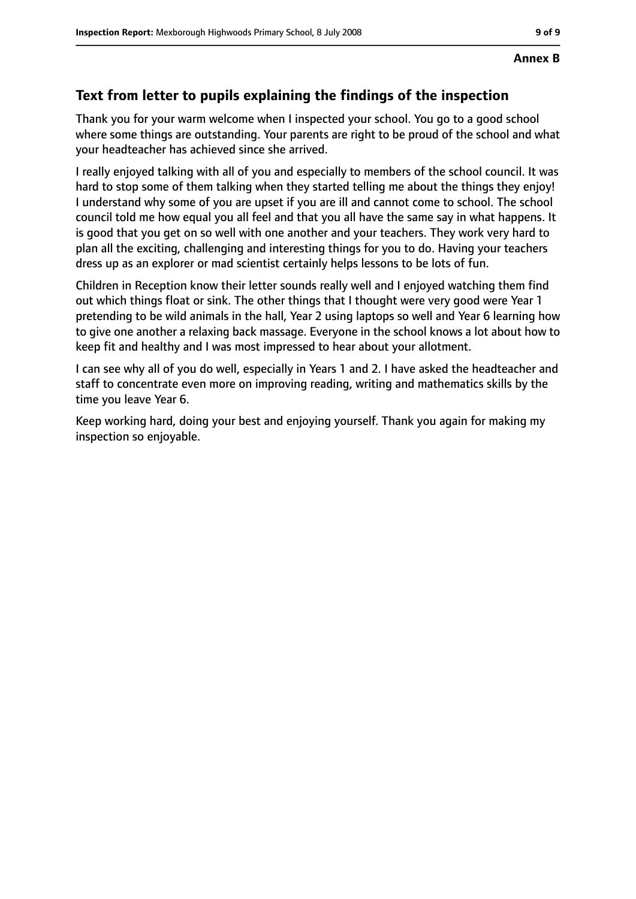**Annex B**

## Text from letter to pupils explaining the findings of the inspection

Thank you for your warm welcome when I inspected your school. You go to a good school where some things are outstanding. Your parents are right to be proud of the school and what your headteacher has achieved since she arrived.

I really enjoyed talking with all of you and especially to members of the school council. It was hard to stop some of them talking when they started telling me about the things they enjoy! I understand why some of you are upset if you are ill and cannot come to school. The school council told me how equal you all feel and that you all have the same say in what happens. It is good that you get on so well with one another and your teachers. They work very hard to plan all the exciting, challenging and interesting things for you to do. Having your teachers dress up as an explorer or mad scientist certainly helps lessons to be lots of fun.

Children in Reception know their letter sounds really well and I enjoyed watching them find out which things float or sink. The other things that I thought were very good were Year 1 pretending to be wild animals in the hall, Year 2 using laptops so well and Year 6 learning how to give one another a relaxing back massage. Everyone in the school knows a lot about how to keep fit and healthy and I was most impressed to hear about your allotment.

I can see why all of you do well, especially in Years 1 and 2. I have asked the headteacher and staff to concentrate even more on improving reading, writing and mathematics skills by the time you leave Year 6.

Keep working hard, doing your best and enjoying yourself. Thank you again for making my inspection so enjoyable.